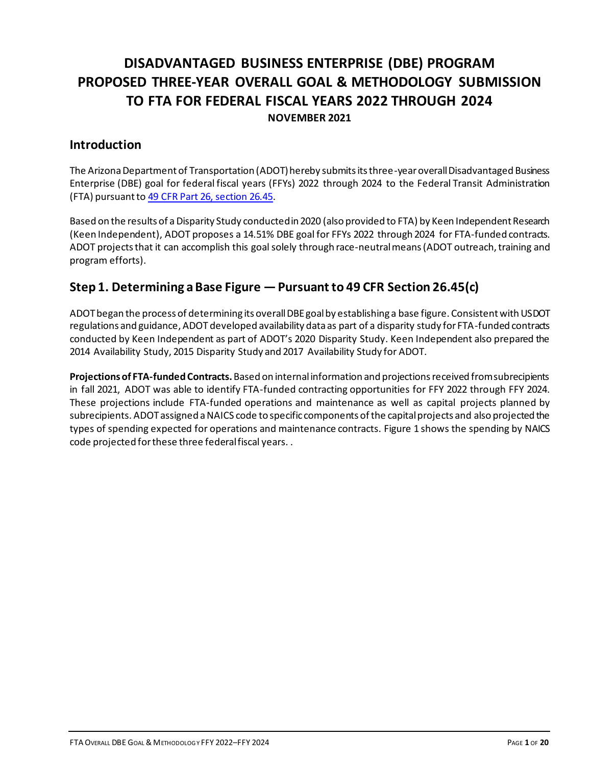# DISADVANTAGED BUSINESS ENTERPRISE (DBE) PROGRAM PROPOSED THREE-YEAR OVERALL GOAL & METHODOLOGY SUBMISSION TO FTA FOR FEDERAL FISCAL YEARS 2022 THROUGH 2024

**NOVEMBER 2021**

## Introduction

The Arizona Department of Transportation (ADOT) hereby submits its three-year overall Disadvantaged Business Enterprise (DBE) goal for federal fiscal years (FFYs) 2022 through 2024 to the Federal Transit Administration (FTA) pursuant to [49 CFR Part 26, section 26.45](49 CFR Part 26, section 26.45).

Based on the results of a Disparity Study conducted in 2020 (also provided to FTA) by Keen Independent Research (Keen Independent), ADOT proposes a 14.51% DBE goal for FFYs 2022 through 2024 for FTA-funded contracts. ADOT projects that it can accomplish this goal solely through race-neutral means (ADOT outreach, training and program efforts).

## Step 1. Determining a Base Figure — Pursuant to 49 CFR Section 26.45(c)

ADOT began the process of determining its overall DBE goal by establishing a base figure. Consistent with USDOT regulations and guidance, ADOT developed availability data as part of a disparity study for FTA-funded contracts conducted by Keen Independent as part of ADOT's 2020 Disparity Study. Keen Independent also prepared the 2014 Availability Study, 2015 Disparity Study and 2017 Availability Study for ADOT.

**Projections of FTA-funded Contracts.** Based on internal information and projections received from subrecipients in fall 2021, ADOT was able to identify FTA-funded contracting opportunities for FFY 2022 through FFY 2024. These projections include FTA-funded operations and maintenance as well as capital projects planned by subrecipients. ADOT assigned a NAICS code to specific components of the capital projects and also projected the types of spending expected for operations and maintenance contracts. Figure 1 shows the spending by NAICS code projected for these three federal fiscal years. .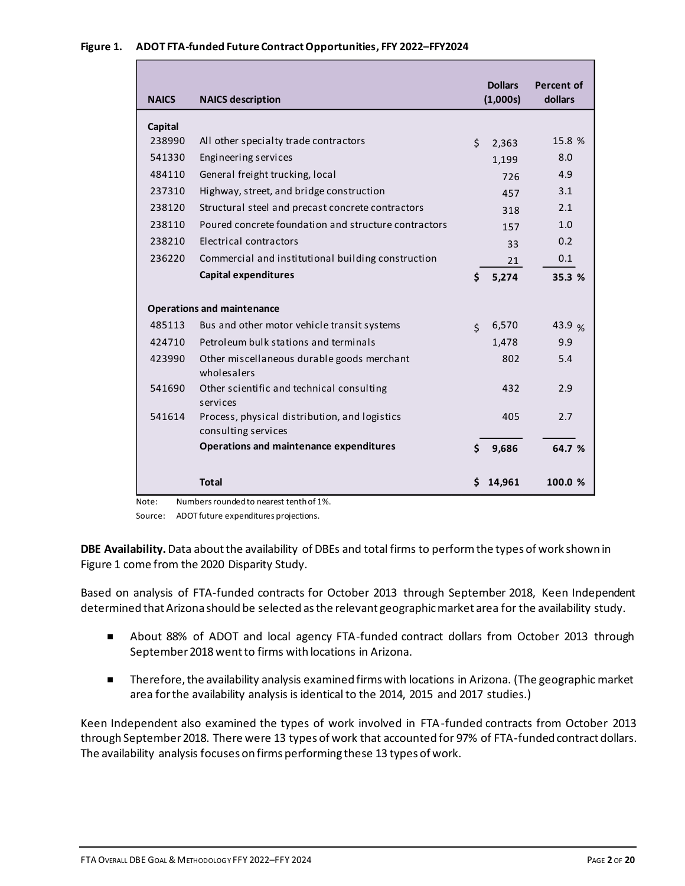**Figure 1. ADOT FTA-funded Future Contract Opportunities, FFY 2022–FFY2024**

| NAICS | NAICS description | Dollars (1,000s) | Percent of dollars |
|---|---|---|---|
| **Capital** | | | |
| 238990 | All other specialty trade contractors | $ 2,363 | 15.8 % |
| 541330 | Engineering services | 1,199 | 8.0 |
| 484110 | General freight trucking, local | 726 | 4.9 |
| 237310 | Highway, street, and bridge construction | 457 | 3.1 |
| 238120 | Structural steel and precast concrete contractors | 318 | 2.1 |
| 238110 | Poured concrete foundation and structure contractors | 157 | 1.0 |
| 238210 | Electrical contractors | 33 | 0.2 |
| 236220 | Commercial and institutional building construction | 21 | 0.1 |
| | **Capital expenditures** | **$ 5,274** | **35.3 %** |
| **Operations and maintenance** | | | |
| 485113 | Bus and other motor vehicle transit systems | $ 6,570 | 43.9 % |
| 424710 | Petroleum bulk stations and terminals | 1,478 | 9.9 |
| 423990 | Other miscellaneous durable goods merchant wholesalers | 802 | 5.4 |
| 541690 | Other scientific and technical consulting services | 432 | 2.9 |
| 541614 | Process, physical distribution, and logistics consulting services | 405 | 2.7 |
| | **Operations and maintenance expenditures** | **$ 9,686** | **64.7 %** |
| | **Total** | **$ 14,961** | **100.0 %** |

Note: Numbers rounded to nearest tenth of 1%.

Source: ADOT future expenditures projections.

**DBE Availability.** Data about the availability of DBEs and total firms to perform the types of work shown in Figure 1 come from the 2020 Disparity Study.

Based on analysis of FTA-funded contracts for October 2013 through September 2018, Keen Independent determined that Arizona should be selected as the relevant geographic market area for the availability study.

- About 88% of ADOT and local agency FTA-funded contract dollars from October 2013 through September 2018 went to firms with locations in Arizona.
- Therefore, the availability analysis examined firms with locations in Arizona. (The geographic market area for the availability analysis is identical to the 2014, 2015 and 2017 studies.)

Keen Independent also examined the types of work involved in FTA-funded contracts from October 2013 through September 2018. There were 13 types of work that accounted for 97% of FTA-funded contract dollars. The availability analysis focuses on firms performing these 13 types of work.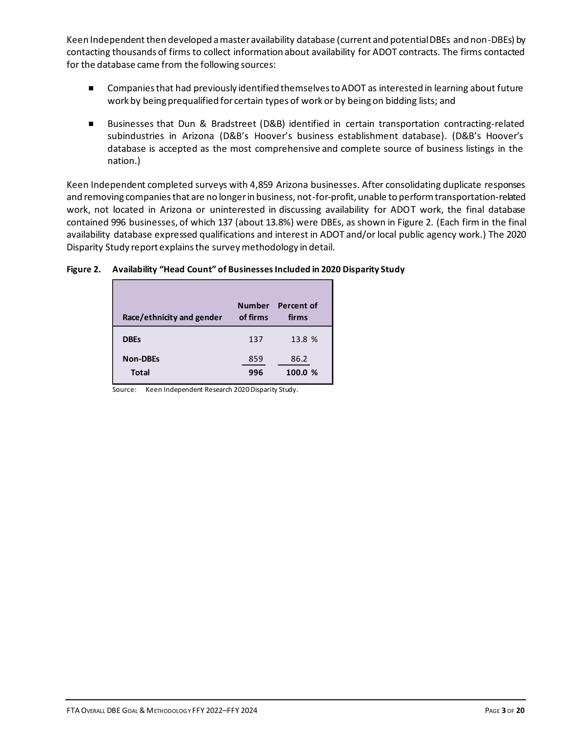Keen Independent then developed a master availability database (current and potential DBEs and non-DBEs) by contacting thousands of firms to collect information about availability for ADOT contracts. The firms contacted for the database came from the following sources:

- Companies that had previously identified themselves to ADOT as interested in learning about future work by being prequalified for certain types of work or by being on bidding lists; and
- Businesses that Dun & Bradstreet (D&B) identified in certain transportation contracting-related subindustries in Arizona (D&B's Hoover's business establishment database). (D&B's Hoover's database is accepted as the most comprehensive and complete source of business listings in the nation.)

Keen Independent completed surveys with 4,859 Arizona businesses. After consolidating duplicate responses and removing companies that are no longer in business, not-for-profit, unable to perform transportation-related work, not located in Arizona or uninterested in discussing availability for ADOT work, the final database contained 996 businesses, of which 137 (about 13.8%) were DBEs, as shown in Figure 2. (Each firm in the final availability database expressed qualifications and interest in ADOT and/or local public agency work.) The 2020 Disparity Study report explains the survey methodology in detail.

**Figure 2. Availability "Head Count" of Businesses Included in 2020 Disparity Study**

| Race/ethnicity and gender | Number of firms | Percent of firms |
|---|---|---|
| **DBEs** | 137 | 13.8 % |
| **Non-DBEs** | 859 | 86.2 |
| **Total** | **996** | **100.0 %** |

Source: Keen Independent Research 2020 Disparity Study.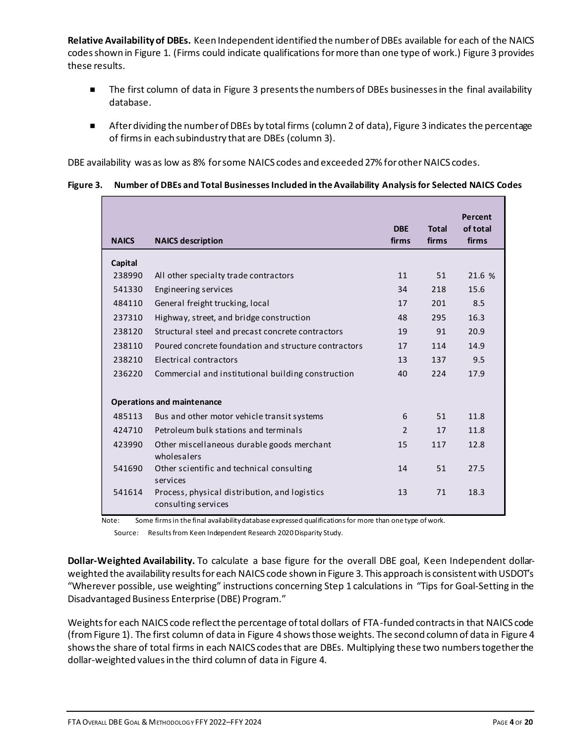**Relative Availability of DBEs.** Keen Independent identified the number of DBEs available for each of the NAICS codes shown in Figure 1. (Firms could indicate qualifications for more than one type of work.) Figure 3 provides these results.

- The first column of data in Figure 3 presents the numbers of DBEs businesses in the final availability database.
- After dividing the number of DBEs by total firms (column 2 of data), Figure 3 indicates the percentage of firms in each subindustry that are DBEs (column 3).

DBE availability was as low as 8% for some NAICS codes and exceeded 27% for other NAICS codes.

**Figure 3. Number of DBEs and Total Businesses Included in the Availability Analysis for Selected NAICS Codes**

| NAICS | NAICS description | DBE firms | Total firms | Percent of total firms |
|---|---|---|---|---|
| **Capital** | | | | |
| 238990 | All other specialty trade contractors | 11 | 51 | 21.6 % |
| 541330 | Engineering services | 34 | 218 | 15.6 |
| 484110 | General freight trucking, local | 17 | 201 | 8.5 |
| 237310 | Highway, street, and bridge construction | 48 | 295 | 16.3 |
| 238120 | Structural steel and precast concrete contractors | 19 | 91 | 20.9 |
| 238110 | Poured concrete foundation and structure contractors | 17 | 114 | 14.9 |
| 238210 | Electrical contractors | 13 | 137 | 9.5 |
| 236220 | Commercial and institutional building construction | 40 | 224 | 17.9 |
| **Operations and maintenance** | | | | |
| 485113 | Bus and other motor vehicle transit systems | 6 | 51 | 11.8 |
| 424710 | Petroleum bulk stations and terminals | 2 | 17 | 11.8 |
| 423990 | Other miscellaneous durable goods merchant wholesalers | 15 | 117 | 12.8 |
| 541690 | Other scientific and technical consulting services | 14 | 51 | 27.5 |
| 541614 | Process, physical distribution, and logistics consulting services | 13 | 71 | 18.3 |

Note: Some firms in the final availability database expressed qualifications for more than one type of work.

Source: Results from Keen Independent Research 2020 Disparity Study.

**Dollar-Weighted Availability.** To calculate a base figure for the overall DBE goal, Keen Independent dollar-weighted the availability results for each NAICS code shown in Figure 3. This approach is consistent with USDOT's "Wherever possible, use weighting" instructions concerning Step 1 calculations in "Tips for Goal-Setting in the Disadvantaged Business Enterprise (DBE) Program."

Weights for each NAICS code reflect the percentage of total dollars of FTA-funded contracts in that NAICS code (from Figure 1). The first column of data in Figure 4 shows those weights. The second column of data in Figure 4 shows the share of total firms in each NAICS codes that are DBEs. Multiplying these two numbers together the dollar-weighted values in the third column of data in Figure 4.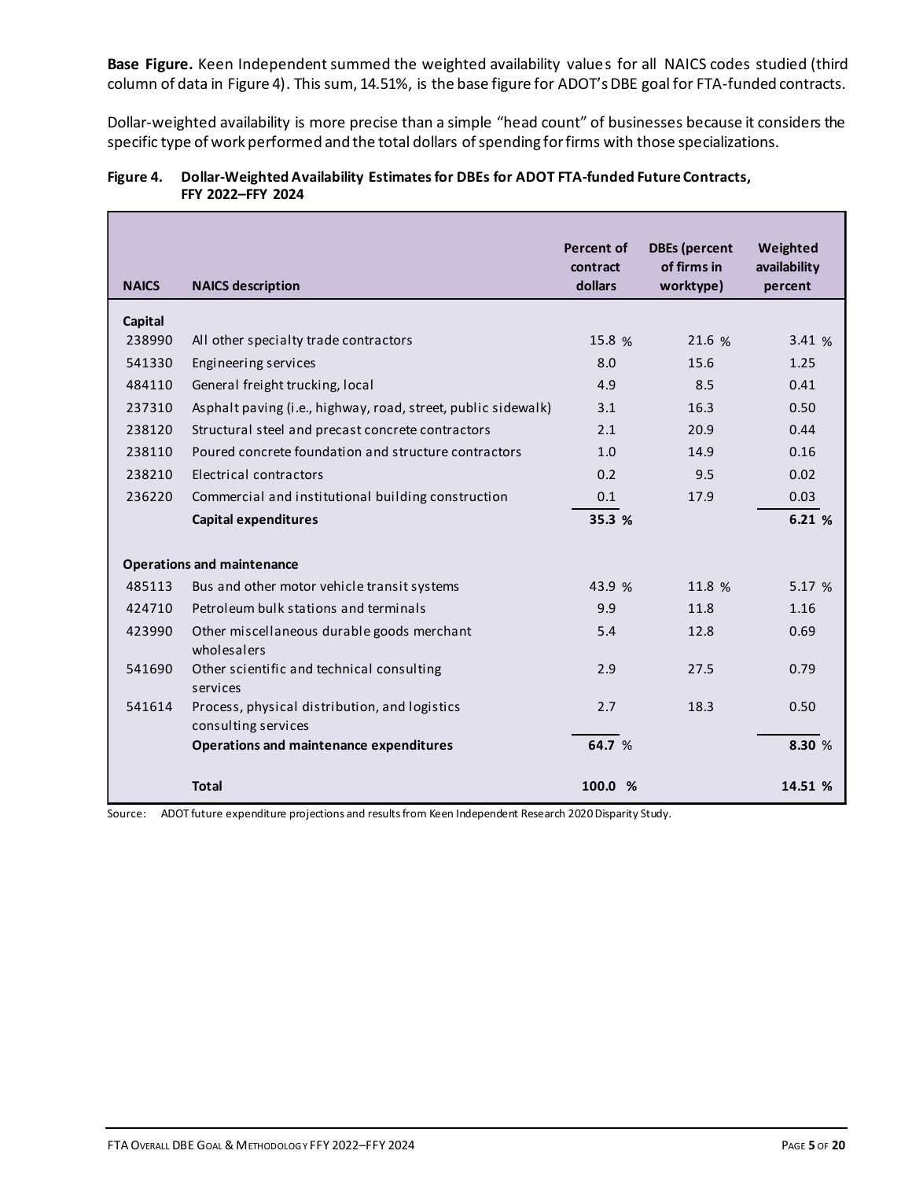**Base Figure.** Keen Independent summed the weighted availability values for all NAICS codes studied (third column of data in Figure 4). This sum, 14.51%, is the base figure for ADOT's DBE goal for FTA-funded contracts.

Dollar-weighted availability is more precise than a simple "head count" of businesses because it considers the specific type of work performed and the total dollars of spending for firms with those specializations.

**Figure 4. Dollar-Weighted Availability Estimates for DBEs for ADOT FTA-funded Future Contracts, FFY 2022–FFY 2024**

| NAICS | NAICS description | Percent of contract dollars | DBEs (percent of firms in worktype) | Weighted availability percent |
|---|---|---|---|---|
| **Capital** | | | | |
| 238990 | All other specialty trade contractors | 15.8 % | 21.6 % | 3.41 % |
| 541330 | Engineering services | 8.0 | 15.6 | 1.25 |
| 484110 | General freight trucking, local | 4.9 | 8.5 | 0.41 |
| 237310 | Asphalt paving (i.e., highway, road, street, public sidewalk) | 3.1 | 16.3 | 0.50 |
| 238120 | Structural steel and precast concrete contractors | 2.1 | 20.9 | 0.44 |
| 238110 | Poured concrete foundation and structure contractors | 1.0 | 14.9 | 0.16 |
| 238210 | Electrical contractors | 0.2 | 9.5 | 0.02 |
| 236220 | Commercial and institutional building construction | 0.1 | 17.9 | 0.03 |
| | **Capital expenditures** | **35.3 %** | | **6.21 %** |
| **Operations and maintenance** | | | | |
| 485113 | Bus and other motor vehicle transit systems | 43.9 % | 11.8 % | 5.17 % |
| 424710 | Petroleum bulk stations and terminals | 9.9 | 11.8 | 1.16 |
| 423990 | Other miscellaneous durable goods merchant wholesalers | 5.4 | 12.8 | 0.69 |
| 541690 | Other scientific and technical consulting services | 2.9 | 27.5 | 0.79 |
| 541614 | Process, physical distribution, and logistics consulting services | 2.7 | 18.3 | 0.50 |
| | **Operations and maintenance expenditures** | **64.7 %** | | **8.30 %** |
| | **Total** | **100.0 %** | | **14.51 %** |

Source: ADOT future expenditure projections and results from Keen Independent Research 2020 Disparity Study.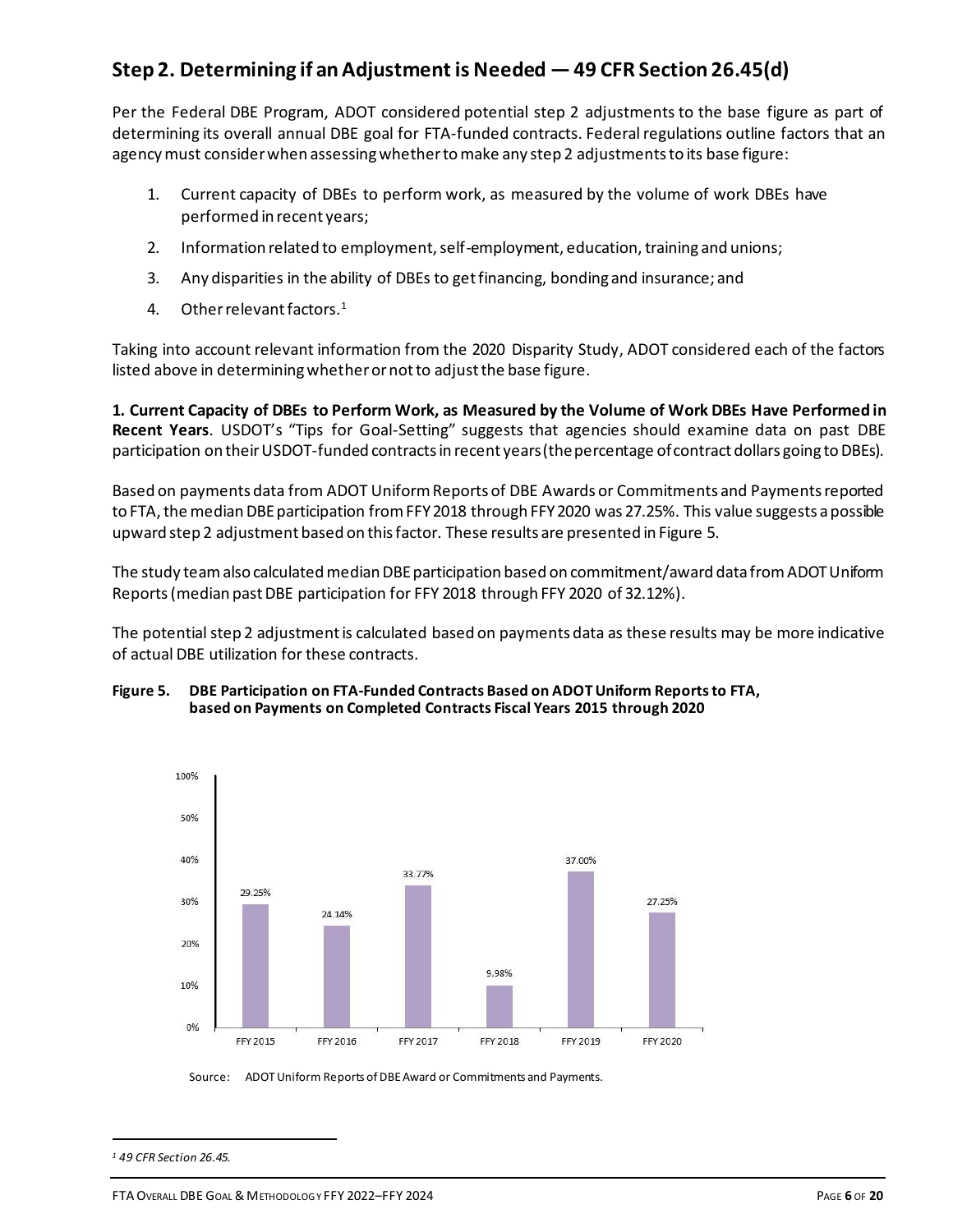## Step 2. Determining if an Adjustment is Needed — 49 CFR Section 26.45(d)

Per the Federal DBE Program, ADOT considered potential step 2 adjustments to the base figure as part of determining its overall annual DBE goal for FTA-funded contracts. Federal regulations outline factors that an agency must consider when assessing whether to make any step 2 adjustments to its base figure:

1. Current capacity of DBEs to perform work, as measured by the volume of work DBEs have performed in recent years;
2. Information related to employment, self-employment, education, training and unions;
3. Any disparities in the ability of DBEs to get financing, bonding and insurance; and
4. Other relevant factors.[1]

Taking into account relevant information from the 2020 Disparity Study, ADOT considered each of the factors listed above in determining whether or not to adjust the base figure.

**1. Current Capacity of DBEs to Perform Work, as Measured by the Volume of Work DBEs Have Performed in Recent Years**. USDOT's "Tips for Goal-Setting" suggests that agencies should examine data on past DBE participation on their USDOT-funded contracts in recent years (the percentage of contract dollars going to DBEs).

Based on payments data from ADOT Uniform Reports of DBE Awards or Commitments and Payments reported to FTA, the median DBE participation from FFY 2018 through FFY 2020 was 27.25%. This value suggests a possible upward step 2 adjustment based on this factor. These results are presented in Figure 5.

The study team also calculated median DBE participation based on commitment/award data from ADOT Uniform Reports (median past DBE participation for FFY 2018 through FFY 2020 of 32.12%).

The potential step 2 adjustment is calculated based on payments data as these results may be more indicative of actual DBE utilization for these contracts.

**Figure 5. DBE Participation on FTA-Funded Contracts Based on ADOT Uniform Reports to FTA, based on Payments on Completed Contracts Fiscal Years 2015 through 2020**

| FFY 2015 | FFY 2016 | FFY 2017 | FFY 2018 | FFY 2019 | FFY 2020 |
|---|---|---|---|---|---|
| 29.25% | 24.14% | 33.77% | 9.98% | 37.00% | 27.25% |

Source: ADOT Uniform Reports of DBE Award or Commitments and Payments.

---

[1] *49 CFR Section 26.45.*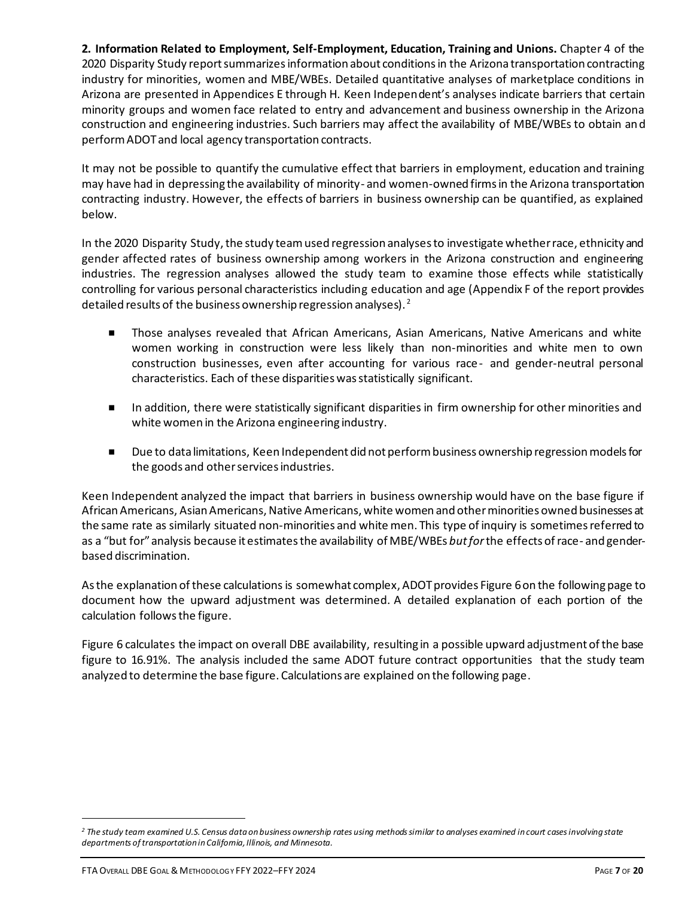**2. Information Related to Employment, Self-Employment, Education, Training and Unions.** Chapter 4 of the 2020 Disparity Study report summarizes information about conditions in the Arizona transportation contracting industry for minorities, women and MBE/WBEs. Detailed quantitative analyses of marketplace conditions in Arizona are presented in Appendices E through H. Keen Independent's analyses indicate barriers that certain minority groups and women face related to entry and advancement and business ownership in the Arizona construction and engineering industries. Such barriers may affect the availability of MBE/WBEs to obtain and perform ADOT and local agency transportation contracts.

It may not be possible to quantify the cumulative effect that barriers in employment, education and training may have had in depressing the availability of minority- and women-owned firms in the Arizona transportation contracting industry. However, the effects of barriers in business ownership can be quantified, as explained below.

In the 2020 Disparity Study, the study team used regression analyses to investigate whether race, ethnicity and gender affected rates of business ownership among workers in the Arizona construction and engineering industries. The regression analyses allowed the study team to examine those effects while statistically controlling for various personal characteristics including education and age (Appendix F of the report provides detailed results of the business ownership regression analyses).[2]

- Those analyses revealed that African Americans, Asian Americans, Native Americans and white women working in construction were less likely than non-minorities and white men to own construction businesses, even after accounting for various race- and gender-neutral personal characteristics. Each of these disparities was statistically significant.
- In addition, there were statistically significant disparities in firm ownership for other minorities and white women in the Arizona engineering industry.
- Due to data limitations, Keen Independent did not perform business ownership regression models for the goods and other services industries.

Keen Independent analyzed the impact that barriers in business ownership would have on the base figure if African Americans, Asian Americans, Native Americans, white women and other minorities owned businesses at the same rate as similarly situated non-minorities and white men. This type of inquiry is sometimes referred to as a "but for" analysis because it estimates the availability of MBE/WBEs *but for* the effects of race- and gender-based discrimination.

As the explanation of these calculations is somewhat complex, ADOT provides Figure 6 on the following page to document how the upward adjustment was determined. A detailed explanation of each portion of the calculation follows the figure.

Figure 6 calculates the impact on overall DBE availability, resulting in a possible upward adjustment of the base figure to 16.91%. The analysis included the same ADOT future contract opportunities that the study team analyzed to determine the base figure. Calculations are explained on the following page.

---

[2] *The study team examined U.S. Census data on business ownership rates using methods similar to analyses examined in court cases involving state departments of transportation in California, Illinois, and Minnesota.*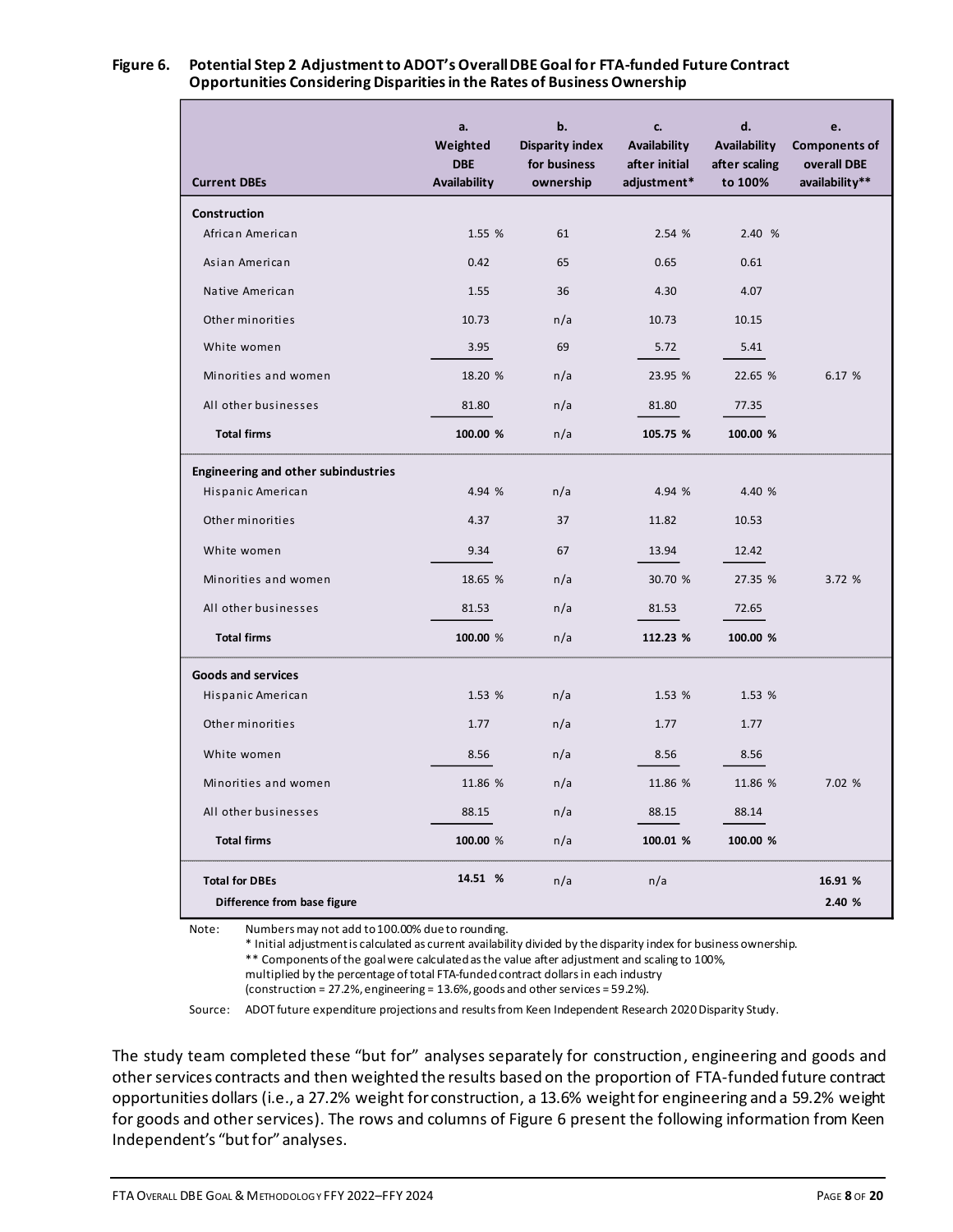**Figure 6. Potential Step 2 Adjustment to ADOT's Overall DBE Goal for FTA-funded Future Contract Opportunities Considering Disparities in the Rates of Business Ownership**

| Current DBEs | a. Weighted DBE Availability | b. Disparity index for business ownership | c. Availability after initial adjustment* | d. Availability after scaling to 100% | e. Components of overall DBE availability** |
|---|---|---|---|---|---|
| **Construction** | | | | | |
| African American | 1.55 % | 61 | 2.54 % | 2.40 % | |
| Asian American | 0.42 | 65 | 0.65 | 0.61 | |
| Native American | 1.55 | 36 | 4.30 | 4.07 | |
| Other minorities | 10.73 | n/a | 10.73 | 10.15 | |
| White women | 3.95 | 69 | 5.72 | 5.41 | |
| Minorities and women | 18.20 % | n/a | 23.95 % | 22.65 % | 6.17 % |
| All other businesses | 81.80 | n/a | 81.80 | 77.35 | |
| **Total firms** | **100.00 %** | n/a | **105.75 %** | **100.00 %** | |
| **Engineering and other subindustries** | | | | | |
| Hispanic American | 4.94 % | n/a | 4.94 % | 4.40 % | |
| Other minorities | 4.37 | 37 | 11.82 | 10.53 | |
| White women | 9.34 | 67 | 13.94 | 12.42 | |
| Minorities and women | 18.65 % | n/a | 30.70 % | 27.35 % | 3.72 % |
| All other businesses | 81.53 | n/a | 81.53 | 72.65 | |
| **Total firms** | **100.00 %** | n/a | **112.23 %** | **100.00 %** | |
| **Goods and services** | | | | | |
| Hispanic American | 1.53 % | n/a | 1.53 % | 1.53 % | |
| Other minorities | 1.77 | n/a | 1.77 | 1.77 | |
| White women | 8.56 | n/a | 8.56 | 8.56 | |
| Minorities and women | 11.86 % | n/a | 11.86 % | 11.86 % | 7.02 % |
| All other businesses | 88.15 | n/a | 88.15 | 88.14 | |
| **Total firms** | **100.00 %** | n/a | **100.01 %** | **100.00 %** | |
| **Total for DBEs** | **14.51 %** | n/a | n/a | | **16.91 %** |
| **Difference from base figure** | | | | | **2.40 %** |

Note: Numbers may not add to 100.00% due to rounding.
\* Initial adjustment is calculated as current availability divided by the disparity index for business ownership.
\*\* Components of the goal were calculated as the value after adjustment and scaling to 100%, multiplied by the percentage of total FTA-funded contract dollars in each industry (construction = 27.2%, engineering = 13.6%, goods and other services = 59.2%).

Source: ADOT future expenditure projections and results from Keen Independent Research 2020 Disparity Study.

The study team completed these "but for" analyses separately for construction, engineering and goods and other services contracts and then weighted the results based on the proportion of FTA-funded future contract opportunities dollars (i.e., a 27.2% weight for construction, a 13.6% weight for engineering and a 59.2% weight for goods and other services). The rows and columns of Figure 6 present the following information from Keen Independent's "but for" analyses.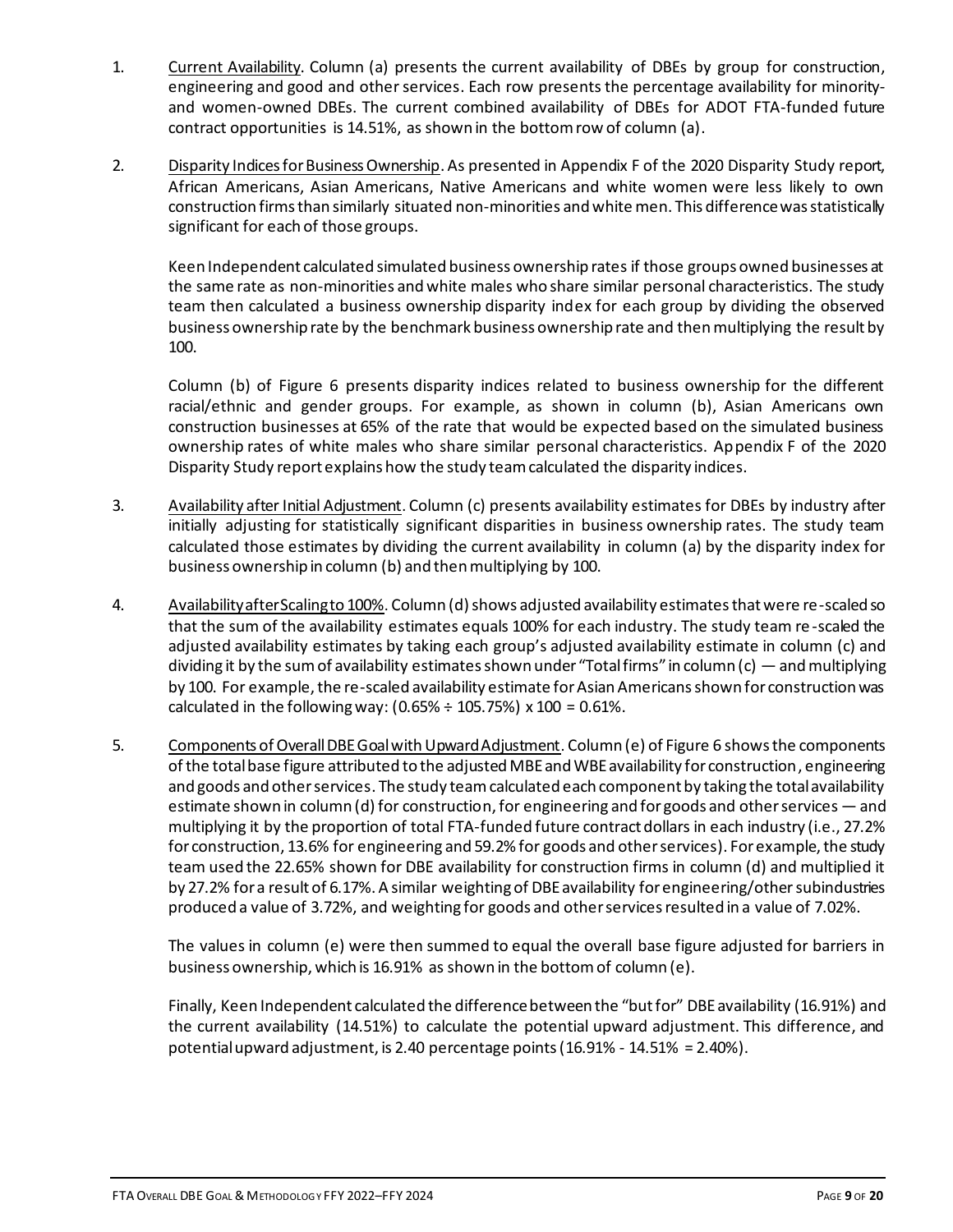1. Current Availability. Column (a) presents the current availability of DBEs by group for construction, engineering and good and other services. Each row presents the percentage availability for minority- and women-owned DBEs. The current combined availability of DBEs for ADOT FTA-funded future contract opportunities is 14.51%, as shown in the bottom row of column (a).

2. Disparity Indices for Business Ownership. As presented in Appendix F of the 2020 Disparity Study report, African Americans, Asian Americans, Native Americans and white women were less likely to own construction firms than similarly situated non-minorities and white men. This difference was statistically significant for each of those groups.

   Keen Independent calculated simulated business ownership rates if those groups owned businesses at the same rate as non-minorities and white males who share similar personal characteristics. The study team then calculated a business ownership disparity index for each group by dividing the observed business ownership rate by the benchmark business ownership rate and then multiplying the result by 100.

   Column (b) of Figure 6 presents disparity indices related to business ownership for the different racial/ethnic and gender groups. For example, as shown in column (b), Asian Americans own construction businesses at 65% of the rate that would be expected based on the simulated business ownership rates of white males who share similar personal characteristics. Appendix F of the 2020 Disparity Study report explains how the study team calculated the disparity indices.

3. Availability after Initial Adjustment. Column (c) presents availability estimates for DBEs by industry after initially adjusting for statistically significant disparities in business ownership rates. The study team calculated those estimates by dividing the current availability in column (a) by the disparity index for business ownership in column (b) and then multiplying by 100.

4. Availability after Scaling to 100%. Column (d) shows adjusted availability estimates that were re-scaled so that the sum of the availability estimates equals 100% for each industry. The study team re-scaled the adjusted availability estimates by taking each group's adjusted availability estimate in column (c) and dividing it by the sum of availability estimates shown under "Total firms" in column (c) — and multiplying by 100. For example, the re-scaled availability estimate for Asian Americans shown for construction was calculated in the following way: (0.65% ÷ 105.75%) x 100 = 0.61%.

5. Components of Overall DBE Goal with Upward Adjustment. Column (e) of Figure 6 shows the components of the total base figure attributed to the adjusted MBE and WBE availability for construction, engineering and goods and other services. The study team calculated each component by taking the total availability estimate shown in column (d) for construction, for engineering and for goods and other services — and multiplying it by the proportion of total FTA-funded future contract dollars in each industry (i.e., 27.2% for construction, 13.6% for engineering and 59.2% for goods and other services). For example, the study team used the 22.65% shown for DBE availability for construction firms in column (d) and multiplied it by 27.2% for a result of 6.17%. A similar weighting of DBE availability for engineering/other subindustries produced a value of 3.72%, and weighting for goods and other services resulted in a value of 7.02%.

   The values in column (e) were then summed to equal the overall base figure adjusted for barriers in business ownership, which is 16.91% as shown in the bottom of column (e).

   Finally, Keen Independent calculated the difference between the "but for" DBE availability (16.91%) and the current availability (14.51%) to calculate the potential upward adjustment. This difference, and potential upward adjustment, is 2.40 percentage points (16.91% - 14.51% = 2.40%).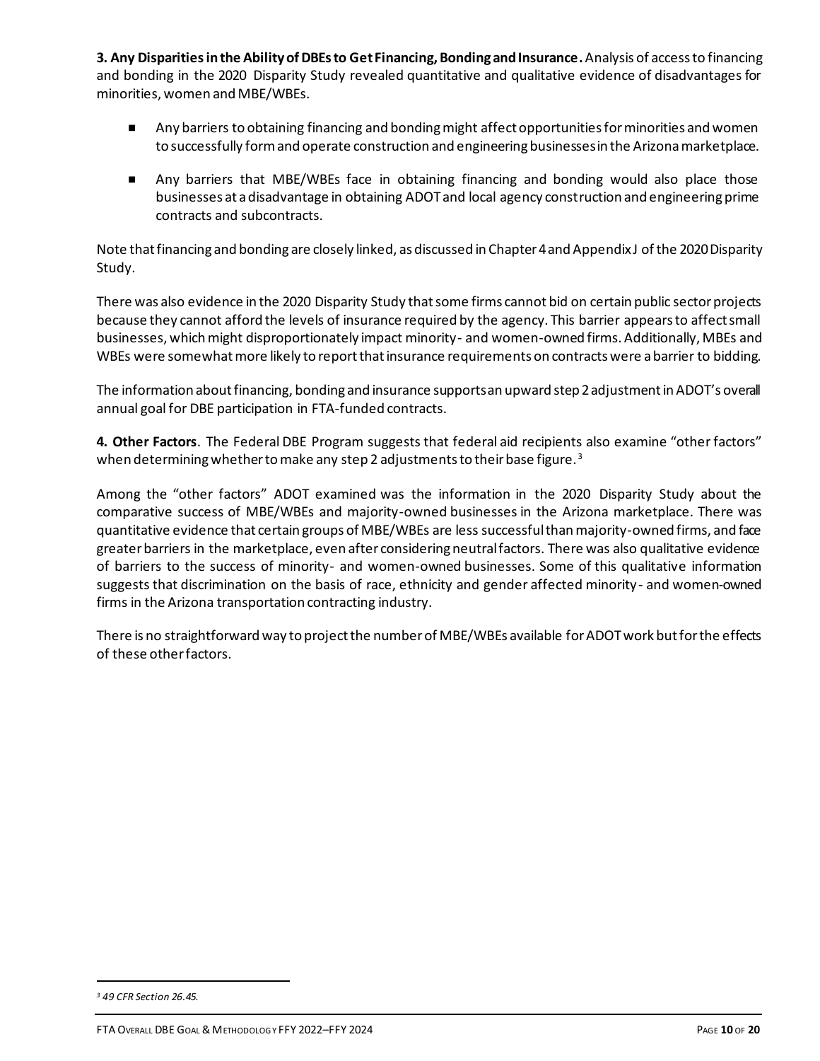**3. Any Disparities in the Ability of DBEs to Get Financing, Bonding and Insurance.** Analysis of access to financing and bonding in the 2020 Disparity Study revealed quantitative and qualitative evidence of disadvantages for minorities, women and MBE/WBEs.

- Any barriers to obtaining financing and bonding might affect opportunities for minorities and women to successfully form and operate construction and engineering businesses in the Arizona marketplace.
- Any barriers that MBE/WBEs face in obtaining financing and bonding would also place those businesses at a disadvantage in obtaining ADOT and local agency construction and engineering prime contracts and subcontracts.

Note that financing and bonding are closely linked, as discussed in Chapter 4 and Appendix J of the 2020 Disparity Study.

There was also evidence in the 2020 Disparity Study that some firms cannot bid on certain public sector projects because they cannot afford the levels of insurance required by the agency. This barrier appears to affect small businesses, which might disproportionately impact minority- and women-owned firms. Additionally, MBEs and WBEs were somewhat more likely to report that insurance requirements on contracts were a barrier to bidding.

The information about financing, bonding and insurance supports an upward step 2 adjustment in ADOT's overall annual goal for DBE participation in FTA-funded contracts.

**4. Other Factors**. The Federal DBE Program suggests that federal aid recipients also examine "other factors" when determining whether to make any step 2 adjustments to their base figure.[3]

Among the "other factors" ADOT examined was the information in the 2020 Disparity Study about the comparative success of MBE/WBEs and majority-owned businesses in the Arizona marketplace. There was quantitative evidence that certain groups of MBE/WBEs are less successful than majority-owned firms, and face greater barriers in the marketplace, even after considering neutral factors. There was also qualitative evidence of barriers to the success of minority- and women-owned businesses. Some of this qualitative information suggests that discrimination on the basis of race, ethnicity and gender affected minority- and women-owned firms in the Arizona transportation contracting industry.

There is no straightforward way to project the number of MBE/WBEs available for ADOT work but for the effects of these other factors.

---

*[3] 49 CFR Section 26.45.*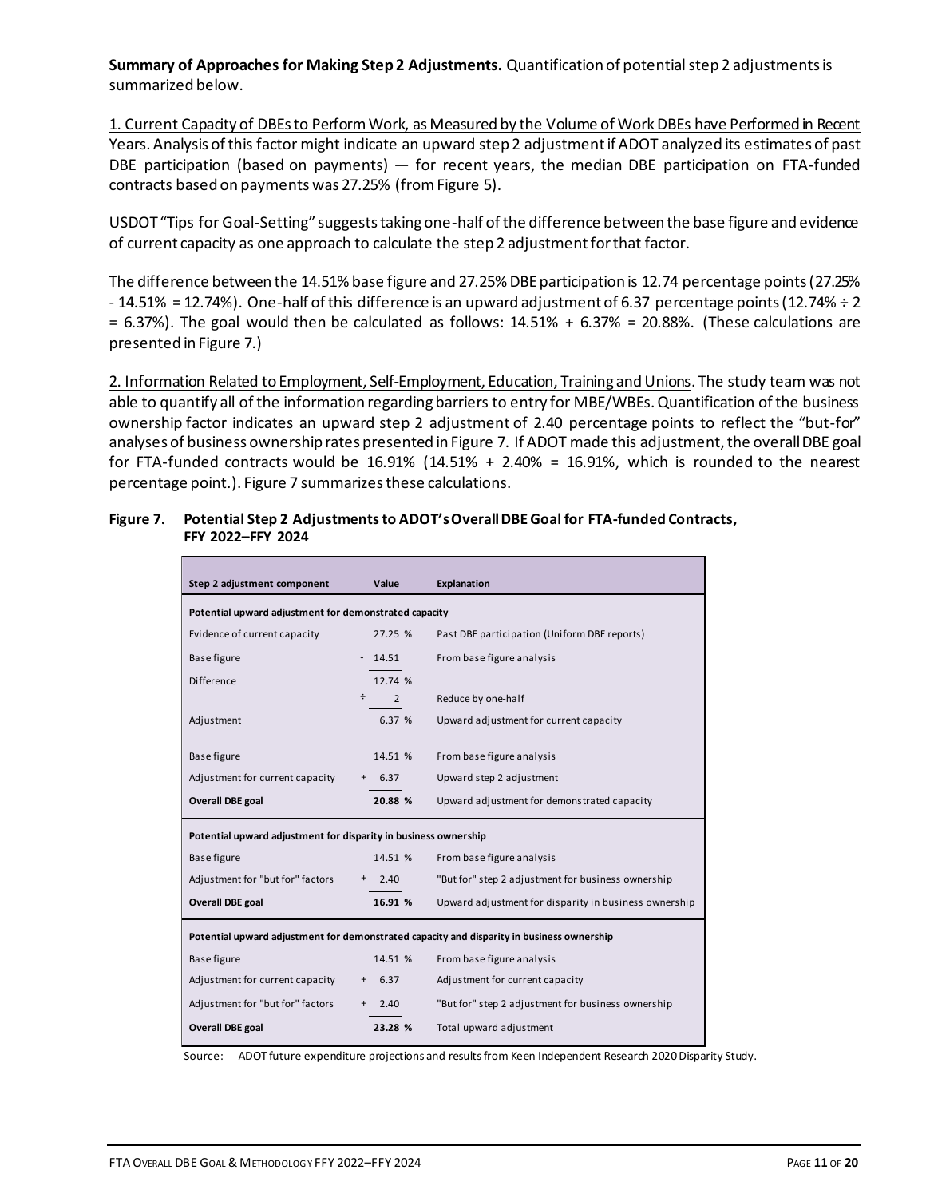**Summary of Approaches for Making Step 2 Adjustments.** Quantification of potential step 2 adjustments is summarized below.

1. Current Capacity of DBEs to Perform Work, as Measured by the Volume of Work DBEs have Performed in Recent Years. Analysis of this factor might indicate an upward step 2 adjustment if ADOT analyzed its estimates of past DBE participation (based on payments) — for recent years, the median DBE participation on FTA-funded contracts based on payments was 27.25% (from Figure 5).

USDOT "Tips for Goal-Setting" suggests taking one-half of the difference between the base figure and evidence of current capacity as one approach to calculate the step 2 adjustment for that factor.

The difference between the 14.51% base figure and 27.25% DBE participation is 12.74 percentage points (27.25% - 14.51% = 12.74%). One-half of this difference is an upward adjustment of 6.37 percentage points (12.74% ÷ 2 = 6.37%). The goal would then be calculated as follows: 14.51% + 6.37% = 20.88%. (These calculations are presented in Figure 7.)

2. Information Related to Employment, Self-Employment, Education, Training and Unions. The study team was not able to quantify all of the information regarding barriers to entry for MBE/WBEs. Quantification of the business ownership factor indicates an upward step 2 adjustment of 2.40 percentage points to reflect the "but-for" analyses of business ownership rates presented in Figure 7. If ADOT made this adjustment, the overall DBE goal for FTA-funded contracts would be 16.91% (14.51% + 2.40% = 16.91%, which is rounded to the nearest percentage point.). Figure 7 summarizes these calculations.

**Figure 7. Potential Step 2 Adjustments to ADOT's Overall DBE Goal for FTA-funded Contracts, FFY 2022–FFY 2024**

| Step 2 adjustment component | Value | Explanation |
|---|---|---|
| **Potential upward adjustment for demonstrated capacity** | | |
| Evidence of current capacity | 27.25 % | Past DBE participation (Uniform DBE reports) |
| Base figure | - 14.51 | From base figure analysis |
| Difference | 12.74 % | |
| | ÷ 2 | Reduce by one-half |
| Adjustment | 6.37 % | Upward adjustment for current capacity |
| Base figure | 14.51 % | From base figure analysis |
| Adjustment for current capacity | + 6.37 | Upward step 2 adjustment |
| **Overall DBE goal** | **20.88 %** | Upward adjustment for demonstrated capacity |
| **Potential upward adjustment for disparity in business ownership** | | |
| Base figure | 14.51 % | From base figure analysis |
| Adjustment for "but for" factors | + 2.40 | "But for" step 2 adjustment for business ownership |
| **Overall DBE goal** | **16.91 %** | Upward adjustment for disparity in business ownership |
| **Potential upward adjustment for demonstrated capacity and disparity in business ownership** | | |
| Base figure | 14.51 % | From base figure analysis |
| Adjustment for current capacity | + 6.37 | Adjustment for current capacity |
| Adjustment for "but for" factors | + 2.40 | "But for" step 2 adjustment for business ownership |
| **Overall DBE goal** | **23.28 %** | Total upward adjustment |

Source: ADOT future expenditure projections and results from Keen Independent Research 2020 Disparity Study.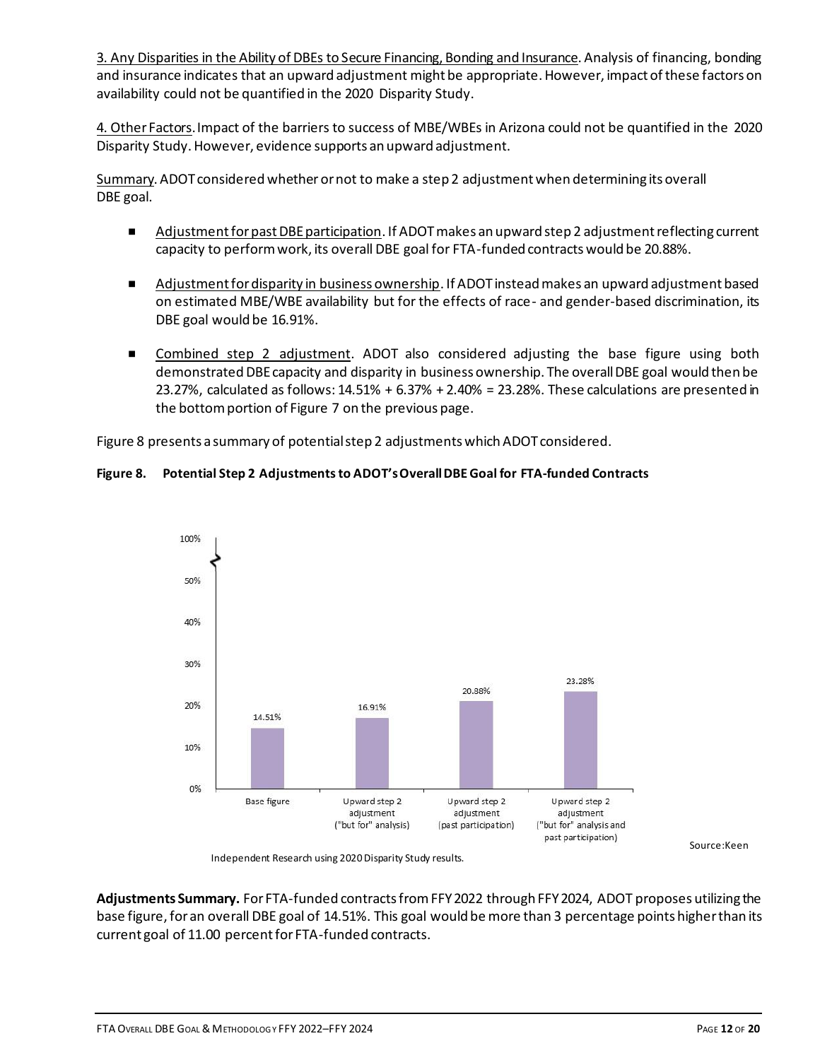<u>3. Any Disparities in the Ability of DBEs to Secure Financing, Bonding and Insurance</u>. Analysis of financing, bonding and insurance indicates that an upward adjustment might be appropriate. However, impact of these factors on availability could not be quantified in the 2020 Disparity Study.

<u>4. Other Factors</u>. Impact of the barriers to success of MBE/WBEs in Arizona could not be quantified in the 2020 Disparity Study. However, evidence supports an upward adjustment.

<u>Summary</u>. ADOT considered whether or not to make a step 2 adjustment when determining its overall DBE goal.

- <u>Adjustment for past DBE participation</u>. If ADOT makes an upward step 2 adjustment reflecting current capacity to perform work, its overall DBE goal for FTA-funded contracts would be 20.88%.
- <u>Adjustment for disparity in business ownership</u>. If ADOT instead makes an upward adjustment based on estimated MBE/WBE availability but for the effects of race- and gender-based discrimination, its DBE goal would be 16.91%.
- <u>Combined step 2 adjustment</u>. ADOT also considered adjusting the base figure using both demonstrated DBE capacity and disparity in business ownership. The overall DBE goal would then be 23.27%, calculated as follows: 14.51% + 6.37% + 2.40% = 23.28%. These calculations are presented in the bottom portion of Figure 7 on the previous page.

Figure 8 presents a summary of potential step 2 adjustments which ADOT considered.

**Figure 8. Potential Step 2 Adjustments to ADOT's Overall DBE Goal for FTA-funded Contracts**

| | Base figure | Upward step 2 adjustment ("but for" analysis) | Upward step 2 adjustment (past participation) | Upward step 2 adjustment ("but for" analysis and past participation) |
|---|---|---|---|---|
| Overall DBE goal | 14.51% | 16.91% | 20.88% | 23.28% |

Source: Keen Independent Research using 2020 Disparity Study results.

**Adjustments Summary.** For FTA-funded contracts from FFY 2022 through FFY 2024, ADOT proposes utilizing the base figure, for an overall DBE goal of 14.51%. This goal would be more than 3 percentage points higher than its current goal of 11.00 percent for FTA-funded contracts.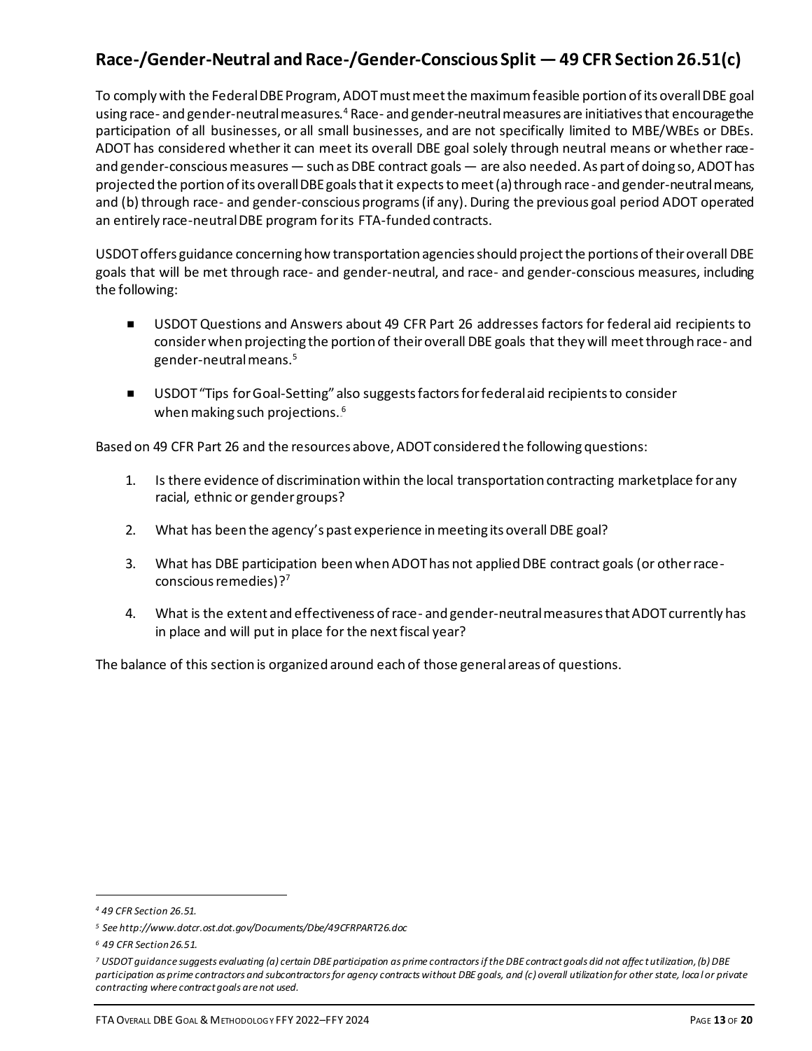## Race-/Gender-Neutral and Race-/Gender-Conscious Split — 49 CFR Section 26.51(c)

To comply with the Federal DBE Program, ADOT must meet the maximum feasible portion of its overall DBE goal using race- and gender-neutral measures.[4] Race- and gender-neutral measures are initiatives that encourage the participation of all businesses, or all small businesses, and are not specifically limited to MBE/WBEs or DBEs. ADOT has considered whether it can meet its overall DBE goal solely through neutral means or whether race- and gender-conscious measures — such as DBE contract goals — are also needed. As part of doing so, ADOT has projected the portion of its overall DBE goals that it expects to meet (a) through race- and gender-neutral means, and (b) through race- and gender-conscious programs (if any). During the previous goal period ADOT operated an entirely race-neutral DBE program for its FTA-funded contracts.

USDOT offers guidance concerning how transportation agencies should project the portions of their overall DBE goals that will be met through race- and gender-neutral, and race- and gender-conscious measures, including the following:

- USDOT Questions and Answers about 49 CFR Part 26 addresses factors for federal aid recipients to consider when projecting the portion of their overall DBE goals that they will meet through race- and gender-neutral means.[5]
- USDOT "Tips for Goal-Setting" also suggests factors for federal aid recipients to consider when making such projections.[6]

Based on 49 CFR Part 26 and the resources above, ADOT considered the following questions:

1. Is there evidence of discrimination within the local transportation contracting marketplace for any racial, ethnic or gender groups?
2. What has been the agency's past experience in meeting its overall DBE goal?
3. What has DBE participation been when ADOT has not applied DBE contract goals (or other race-conscious remedies)?[7]
4. What is the extent and effectiveness of race- and gender-neutral measures that ADOT currently has in place and will put in place for the next fiscal year?

The balance of this section is organized around each of those general areas of questions.

---

[4] *49 CFR Section 26.51.*

[5] *See http://www.dotcr.ost.dot.gov/Documents/Dbe/49CFRPART26.doc*

[6] *49 CFR Section 26.51.*

[7] *USDOT guidance suggests evaluating (a) certain DBE participation as prime contractors if the DBE contract goals did not affect utilization, (b) DBE participation as prime contractors and subcontractors for agency contracts without DBE goals, and (c) overall utilization for other state, local or private contracting where contract goals are not used.*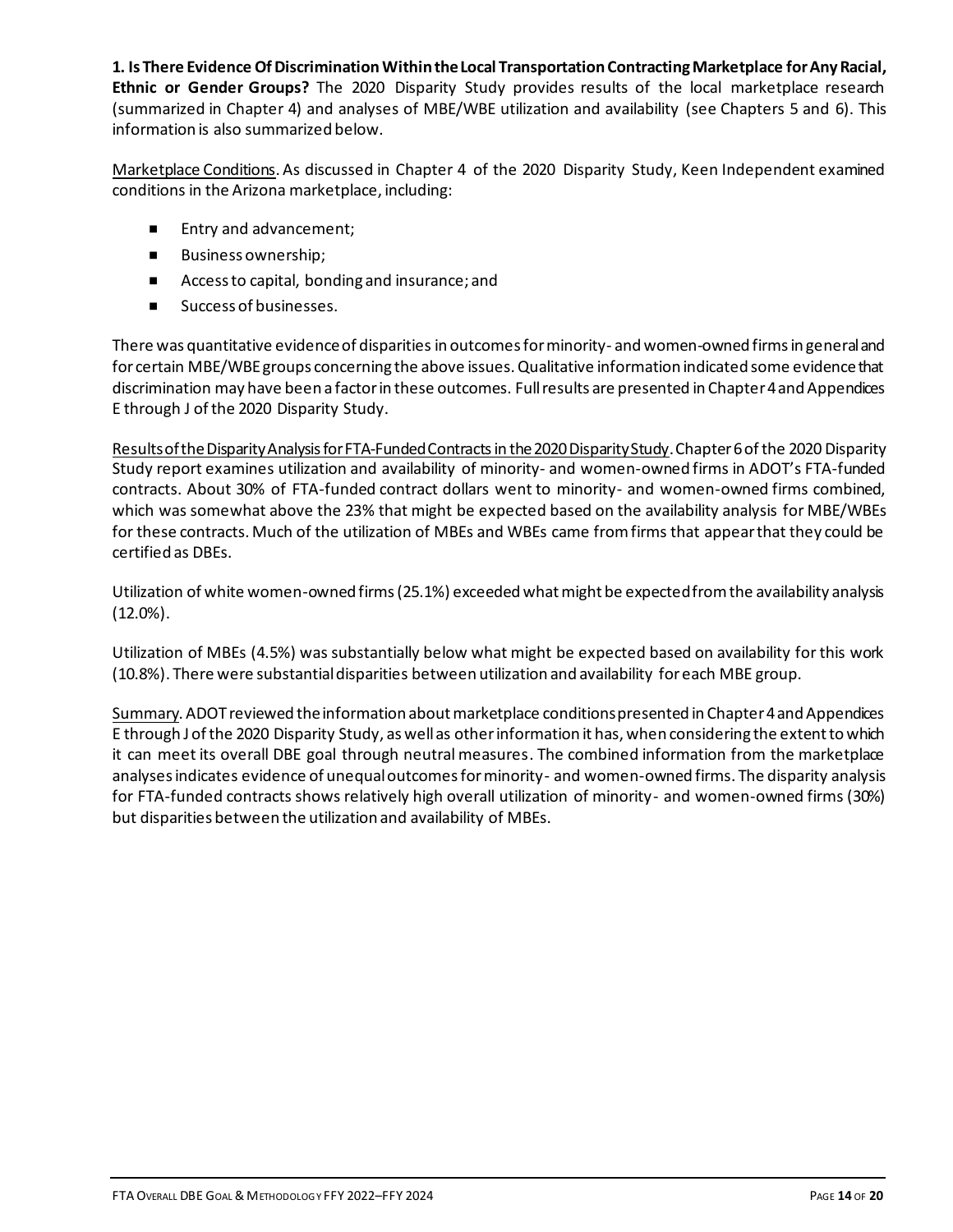**1. Is There Evidence Of Discrimination Within the Local Transportation Contracting Marketplace for Any Racial, Ethnic or Gender Groups?** The 2020 Disparity Study provides results of the local marketplace research (summarized in Chapter 4) and analyses of MBE/WBE utilization and availability (see Chapters 5 and 6). This information is also summarized below.

Marketplace Conditions. As discussed in Chapter 4 of the 2020 Disparity Study, Keen Independent examined conditions in the Arizona marketplace, including:

- Entry and advancement;
- Business ownership;
- Access to capital, bonding and insurance; and
- Success of businesses.

There was quantitative evidence of disparities in outcomes for minority- and women-owned firms in general and for certain MBE/WBE groups concerning the above issues. Qualitative information indicated some evidence that discrimination may have been a factor in these outcomes. Full results are presented in Chapter 4 and Appendices E through J of the 2020 Disparity Study.

Results of the Disparity Analysis for FTA-Funded Contracts in the 2020 Disparity Study. Chapter 6 of the 2020 Disparity Study report examines utilization and availability of minority- and women-owned firms in ADOT's FTA-funded contracts. About 30% of FTA-funded contract dollars went to minority- and women-owned firms combined, which was somewhat above the 23% that might be expected based on the availability analysis for MBE/WBEs for these contracts. Much of the utilization of MBEs and WBEs came from firms that appear that they could be certified as DBEs.

Utilization of white women-owned firms (25.1%) exceeded what might be expected from the availability analysis (12.0%).

Utilization of MBEs (4.5%) was substantially below what might be expected based on availability for this work (10.8%). There were substantial disparities between utilization and availability for each MBE group.

Summary. ADOT reviewed the information about marketplace conditions presented in Chapter 4 and Appendices E through J of the 2020 Disparity Study, as well as other information it has, when considering the extent to which it can meet its overall DBE goal through neutral measures. The combined information from the marketplace analyses indicates evidence of unequal outcomes for minority- and women-owned firms. The disparity analysis for FTA-funded contracts shows relatively high overall utilization of minority- and women-owned firms (30%) but disparities between the utilization and availability of MBEs.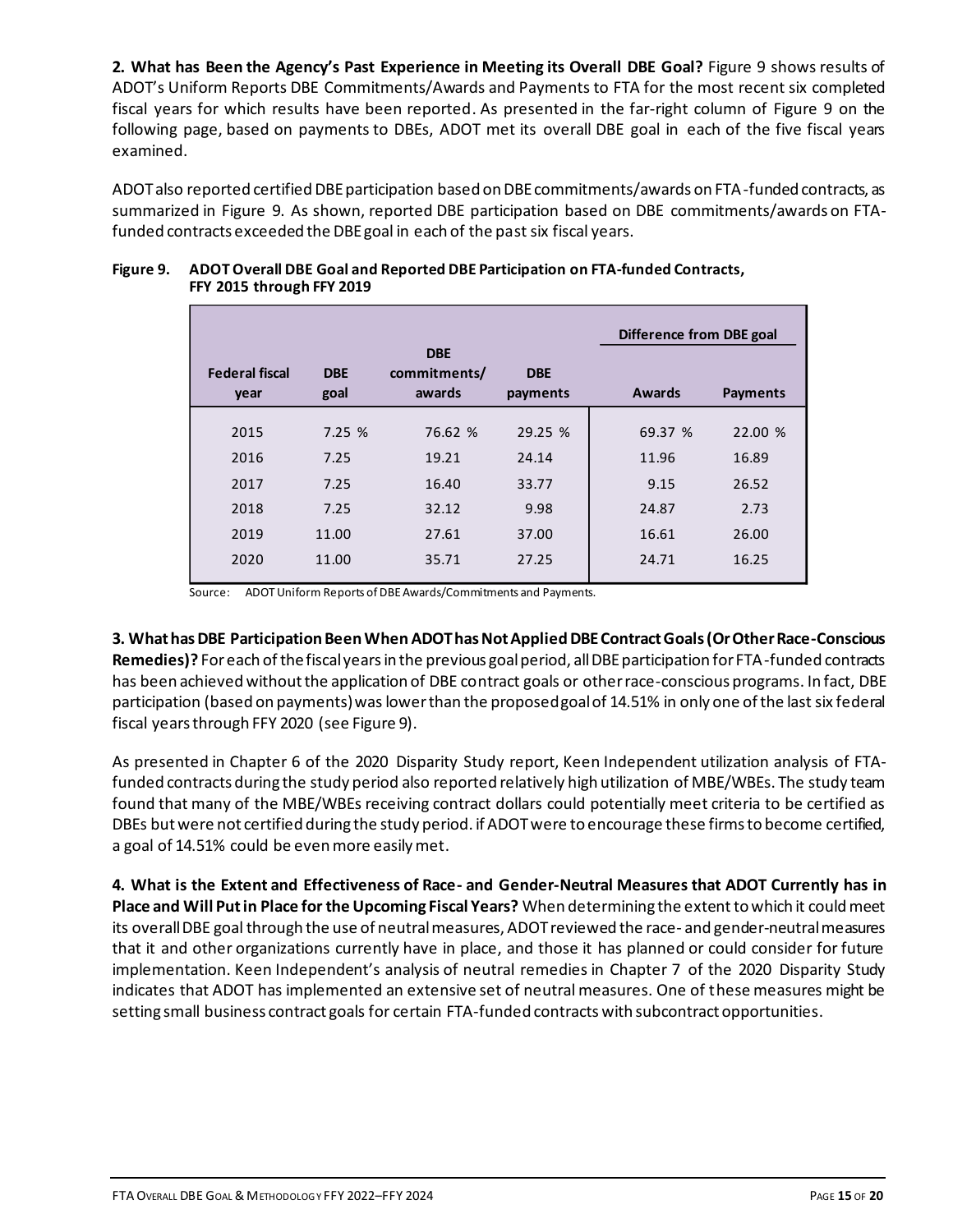**2. What has Been the Agency's Past Experience in Meeting its Overall DBE Goal?** Figure 9 shows results of ADOT's Uniform Reports DBE Commitments/Awards and Payments to FTA for the most recent six completed fiscal years for which results have been reported. As presented in the far-right column of Figure 9 on the following page, based on payments to DBEs, ADOT met its overall DBE goal in each of the five fiscal years examined.

ADOT also reported certified DBE participation based on DBE commitments/awards on FTA-funded contracts, as summarized in Figure 9. As shown, reported DBE participation based on DBE commitments/awards on FTA-funded contracts exceeded the DBE goal in each of the past six fiscal years.

**Figure 9. ADOT Overall DBE Goal and Reported DBE Participation on FTA-funded Contracts, FFY 2015 through FFY 2019**

| Federal fiscal year | DBE goal | DBE commitments/ awards | DBE payments | Difference from DBE goal | |
|---|---|---|---|---|---|
| | | | | Awards | Payments |
| 2015 | 7.25 % | 76.62 % | 29.25 % | 69.37 % | 22.00 % |
| 2016 | 7.25 | 19.21 | 24.14 | 11.96 | 16.89 |
| 2017 | 7.25 | 16.40 | 33.77 | 9.15 | 26.52 |
| 2018 | 7.25 | 32.12 | 9.98 | 24.87 | 2.73 |
| 2019 | 11.00 | 27.61 | 37.00 | 16.61 | 26.00 |
| 2020 | 11.00 | 35.71 | 27.25 | 24.71 | 16.25 |

Source: ADOT Uniform Reports of DBE Awards/Commitments and Payments.

**3. What has DBE Participation Been When ADOT has Not Applied DBE Contract Goals (Or Other Race-Conscious Remedies)?** For each of the fiscal years in the previous goal period, all DBE participation for FTA-funded contracts has been achieved without the application of DBE contract goals or other race-conscious programs. In fact, DBE participation (based on payments) was lower than the proposed goal of 14.51% in only one of the last six federal fiscal years through FFY 2020 (see Figure 9).

As presented in Chapter 6 of the 2020 Disparity Study report, Keen Independent utilization analysis of FTA-funded contracts during the study period also reported relatively high utilization of MBE/WBEs. The study team found that many of the MBE/WBEs receiving contract dollars could potentially meet criteria to be certified as DBEs but were not certified during the study period. if ADOT were to encourage these firms to become certified, a goal of 14.51% could be even more easily met.

**4. What is the Extent and Effectiveness of Race- and Gender-Neutral Measures that ADOT Currently has in Place and Will Put in Place for the Upcoming Fiscal Years?** When determining the extent to which it could meet its overall DBE goal through the use of neutral measures, ADOT reviewed the race- and gender-neutral measures that it and other organizations currently have in place, and those it has planned or could consider for future implementation. Keen Independent's analysis of neutral remedies in Chapter 7 of the 2020 Disparity Study indicates that ADOT has implemented an extensive set of neutral measures. One of these measures might be setting small business contract goals for certain FTA-funded contracts with subcontract opportunities.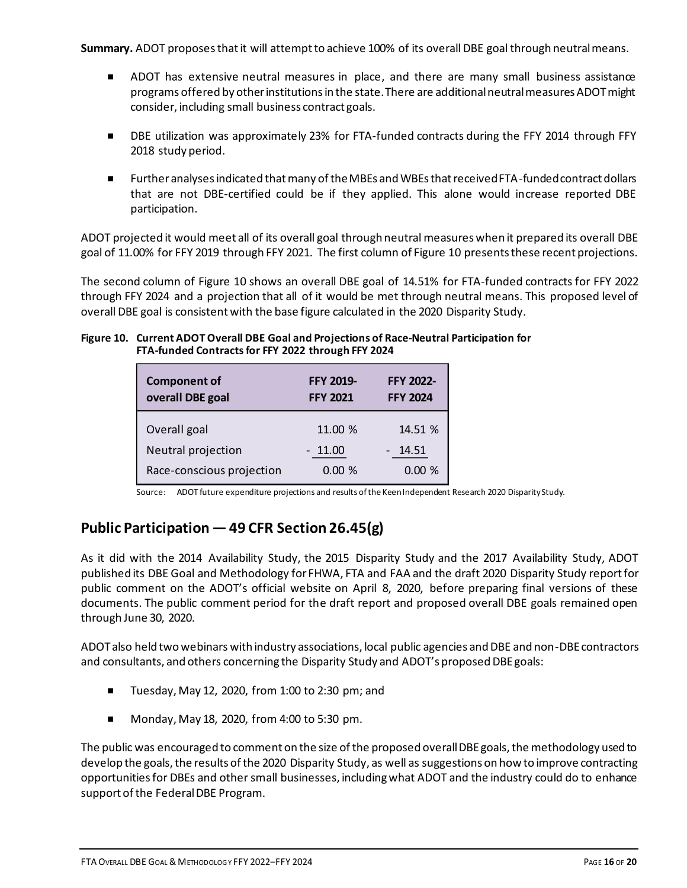**Summary.** ADOT proposes that it will attempt to achieve 100% of its overall DBE goal through neutral means.

- ADOT has extensive neutral measures in place, and there are many small business assistance programs offered by other institutions in the state. There are additional neutral measures ADOT might consider, including small business contract goals.
- DBE utilization was approximately 23% for FTA-funded contracts during the FFY 2014 through FFY 2018 study period.
- Further analyses indicated that many of the MBEs and WBEs that received FTA-funded contract dollars that are not DBE-certified could be if they applied. This alone would increase reported DBE participation.

ADOT projected it would meet all of its overall goal through neutral measures when it prepared its overall DBE goal of 11.00% for FFY 2019 through FFY 2021. The first column of Figure 10 presents these recent projections.

The second column of Figure 10 shows an overall DBE goal of 14.51% for FTA-funded contracts for FFY 2022 through FFY 2024 and a projection that all of it would be met through neutral means. This proposed level of overall DBE goal is consistent with the base figure calculated in the 2020 Disparity Study.

**Figure 10. Current ADOT Overall DBE Goal and Projections of Race-Neutral Participation for FTA-funded Contracts for FFY 2022 through FFY 2024**

| Component of overall DBE goal | FFY 2019-FFY 2021 | FFY 2022-FFY 2024 |
|---|---|---|
| Overall goal | 11.00 % | 14.51 % |
| Neutral projection | - 11.00 | - 14.51 |
| Race-conscious projection | 0.00 % | 0.00 % |

Source: ADOT future expenditure projections and results of the Keen Independent Research 2020 Disparity Study.

## Public Participation — 49 CFR Section 26.45(g)

As it did with the 2014 Availability Study, the 2015 Disparity Study and the 2017 Availability Study, ADOT published its DBE Goal and Methodology for FHWA, FTA and FAA and the draft 2020 Disparity Study report for public comment on the ADOT's official website on April 8, 2020, before preparing final versions of these documents. The public comment period for the draft report and proposed overall DBE goals remained open through June 30, 2020.

ADOT also held two webinars with industry associations, local public agencies and DBE and non-DBE contractors and consultants, and others concerning the Disparity Study and ADOT's proposed DBE goals:

- Tuesday, May 12, 2020, from 1:00 to 2:30 pm; and
- Monday, May 18, 2020, from 4:00 to 5:30 pm.

The public was encouraged to comment on the size of the proposed overall DBE goals, the methodology used to develop the goals, the results of the 2020 Disparity Study, as well as suggestions on how to improve contracting opportunities for DBEs and other small businesses, including what ADOT and the industry could do to enhance support of the Federal DBE Program.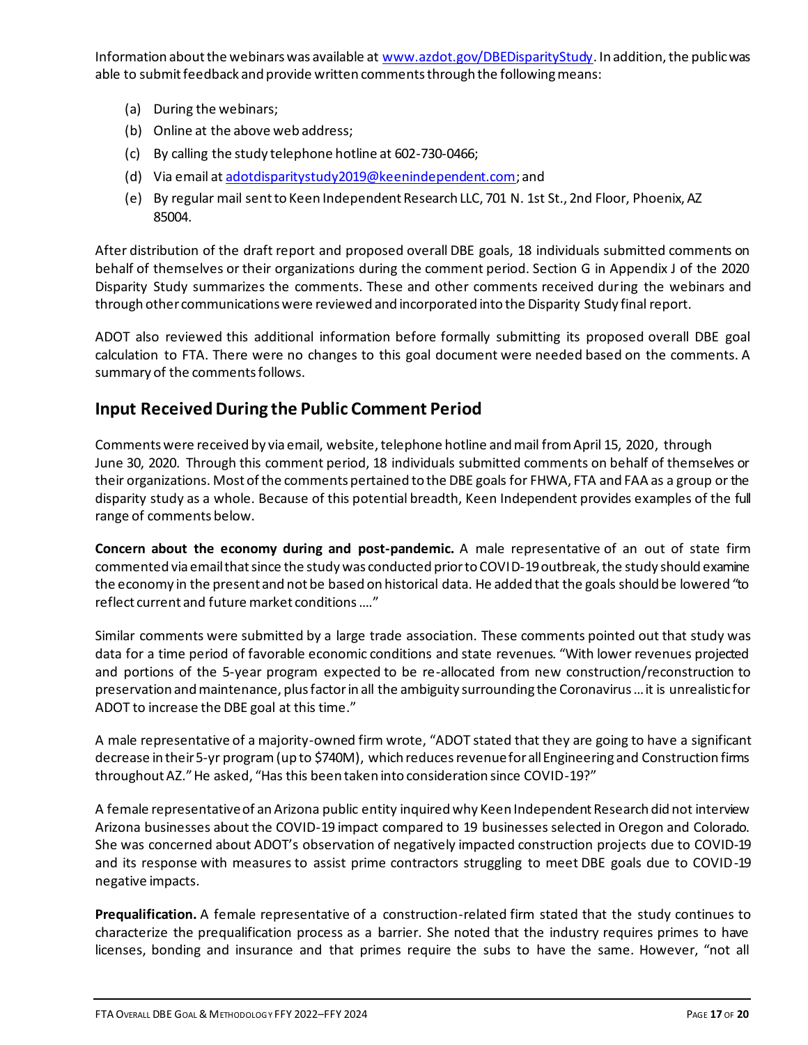Information about the webinars was available at www.azdot.gov/DBEDisparityStudy. In addition, the public was able to submit feedback and provide written comments through the following means:

(a) During the webinars;
(b) Online at the above web address;
(c) By calling the study telephone hotline at 602-730-0466;
(d) Via email at adotdisparitystudy2019@keenindependent.com; and
(e) By regular mail sent to Keen Independent Research LLC, 701 N. 1st St., 2nd Floor, Phoenix, AZ 85004.

After distribution of the draft report and proposed overall DBE goals, 18 individuals submitted comments on behalf of themselves or their organizations during the comment period. Section G in Appendix J of the 2020 Disparity Study summarizes the comments. These and other comments received during the webinars and through other communications were reviewed and incorporated into the Disparity Study final report.

ADOT also reviewed this additional information before formally submitting its proposed overall DBE goal calculation to FTA. There were no changes to this goal document were needed based on the comments. A summary of the comments follows.

## Input Received During the Public Comment Period

Comments were received by via email, website, telephone hotline and mail from April 15, 2020, through June 30, 2020. Through this comment period, 18 individuals submitted comments on behalf of themselves or their organizations. Most of the comments pertained to the DBE goals for FHWA, FTA and FAA as a group or the disparity study as a whole. Because of this potential breadth, Keen Independent provides examples of the full range of comments below.

**Concern about the economy during and post-pandemic.** A male representative of an out of state firm commented via email that since the study was conducted prior to COVID-19 outbreak, the study should examine the economy in the present and not be based on historical data. He added that the goals should be lowered "to reflect current and future market conditions …."

Similar comments were submitted by a large trade association. These comments pointed out that study was data for a time period of favorable economic conditions and state revenues. "With lower revenues projected and portions of the 5-year program expected to be re-allocated from new construction/reconstruction to preservation and maintenance, plus factor in all the ambiguity surrounding the Coronavirus … it is unrealistic for ADOT to increase the DBE goal at this time."

A male representative of a majority-owned firm wrote, "ADOT stated that they are going to have a significant decrease in their 5-yr program (up to $740M), which reduces revenue for all Engineering and Construction firms throughout AZ." He asked, "Has this been taken into consideration since COVID-19?"

A female representative of an Arizona public entity inquired why Keen Independent Research did not interview Arizona businesses about the COVID-19 impact compared to 19 businesses selected in Oregon and Colorado. She was concerned about ADOT's observation of negatively impacted construction projects due to COVID-19 and its response with measures to assist prime contractors struggling to meet DBE goals due to COVID-19 negative impacts.

**Prequalification.** A female representative of a construction-related firm stated that the study continues to characterize the prequalification process as a barrier. She noted that the industry requires primes to have licenses, bonding and insurance and that primes require the subs to have the same. However, "not all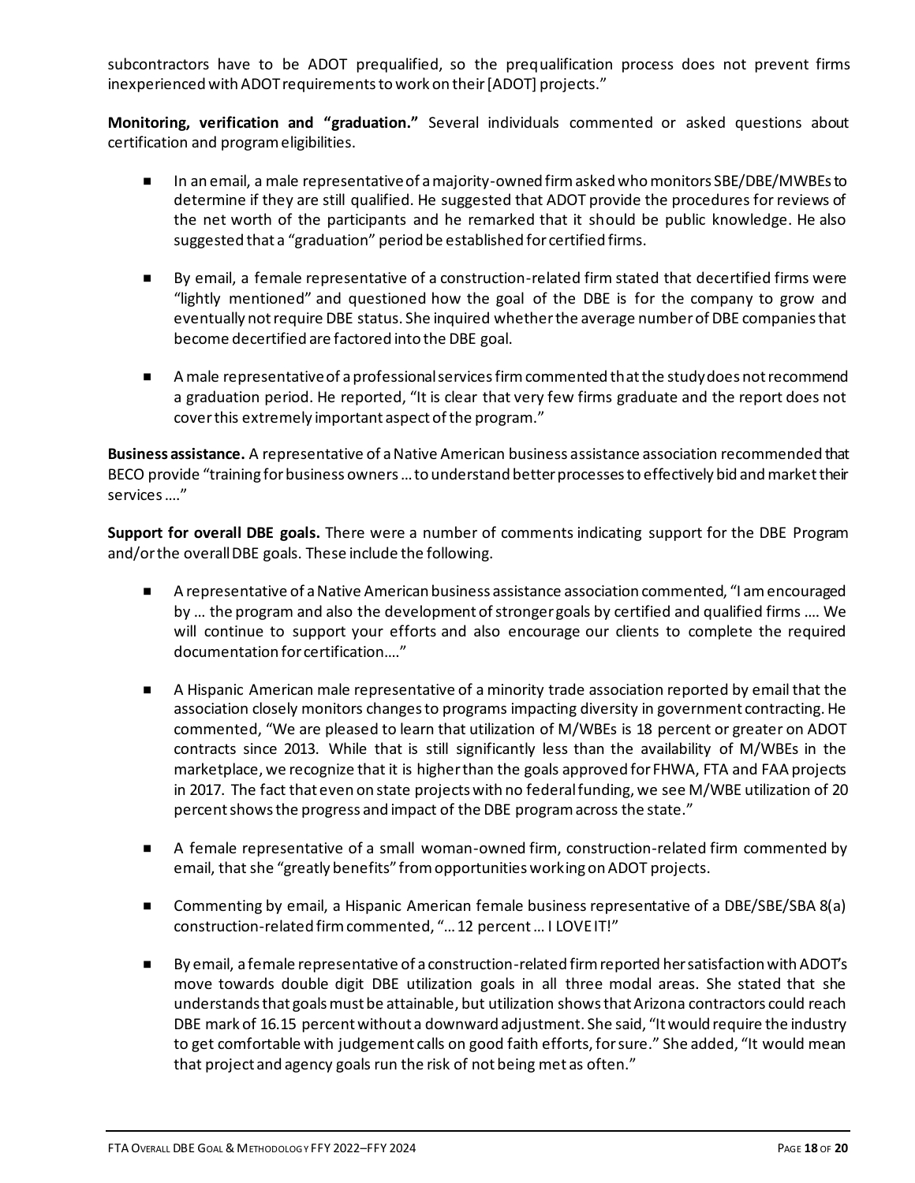subcontractors have to be ADOT prequalified, so the prequalification process does not prevent firms inexperienced with ADOT requirements to work on their [ADOT] projects."

**Monitoring, verification and "graduation."** Several individuals commented or asked questions about certification and program eligibilities.

- In an email, a male representative of a majority-owned firm asked who monitors SBE/DBE/MWBEs to determine if they are still qualified. He suggested that ADOT provide the procedures for reviews of the net worth of the participants and he remarked that it should be public knowledge. He also suggested that a "graduation" period be established for certified firms.

- By email, a female representative of a construction-related firm stated that decertified firms were "lightly mentioned" and questioned how the goal of the DBE is for the company to grow and eventually not require DBE status. She inquired whether the average number of DBE companies that become decertified are factored into the DBE goal.

- A male representative of a professional services firm commented that the study does not recommend a graduation period. He reported, "It is clear that very few firms graduate and the report does not cover this extremely important aspect of the program."

**Business assistance.** A representative of a Native American business assistance association recommended that BECO provide "training for business owners … to understand better processes to effectively bid and market their services …."

**Support for overall DBE goals.** There were a number of comments indicating support for the DBE Program and/or the overall DBE goals. These include the following.

- A representative of a Native American business assistance association commented, "I am encouraged by … the program and also the development of stronger goals by certified and qualified firms …. We will continue to support your efforts and also encourage our clients to complete the required documentation for certification…."

- A Hispanic American male representative of a minority trade association reported by email that the association closely monitors changes to programs impacting diversity in government contracting. He commented, "We are pleased to learn that utilization of M/WBEs is 18 percent or greater on ADOT contracts since 2013. While that is still significantly less than the availability of M/WBEs in the marketplace, we recognize that it is higher than the goals approved for FHWA, FTA and FAA projects in 2017. The fact that even on state projects with no federal funding, we see M/WBE utilization of 20 percent shows the progress and impact of the DBE program across the state."

- A female representative of a small woman-owned firm, construction-related firm commented by email, that she "greatly benefits" from opportunities working on ADOT projects.

- Commenting by email, a Hispanic American female business representative of a DBE/SBE/SBA 8(a) construction-related firm commented, "… 12 percent … I LOVE IT!"

- By email, a female representative of a construction-related firm reported her satisfaction with ADOT's move towards double digit DBE utilization goals in all three modal areas. She stated that she understands that goals must be attainable, but utilization shows that Arizona contractors could reach DBE mark of 16.15 percent without a downward adjustment. She said, "It would require the industry to get comfortable with judgement calls on good faith efforts, for sure." She added, "It would mean that project and agency goals run the risk of not being met as often."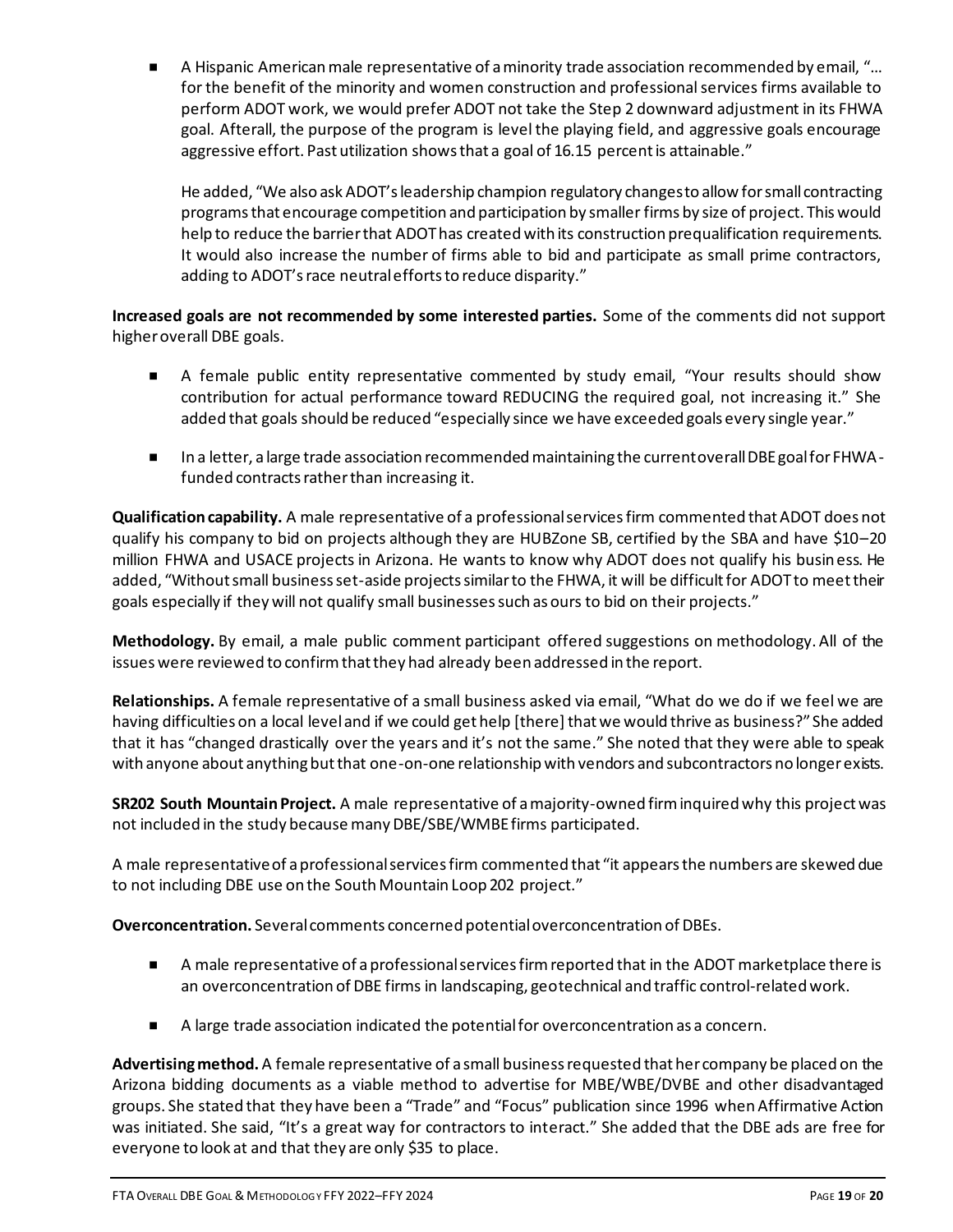- A Hispanic American male representative of a minority trade association recommended by email, "… for the benefit of the minority and women construction and professional services firms available to perform ADOT work, we would prefer ADOT not take the Step 2 downward adjustment in its FHWA goal. Afterall, the purpose of the program is level the playing field, and aggressive goals encourage aggressive effort. Past utilization shows that a goal of 16.15 percent is attainable."

  He added, "We also ask ADOT's leadership champion regulatory changes to allow for small contracting programs that encourage competition and participation by smaller firms by size of project. This would help to reduce the barrier that ADOT has created with its construction prequalification requirements. It would also increase the number of firms able to bid and participate as small prime contractors, adding to ADOT's race neutral efforts to reduce disparity."

**Increased goals are not recommended by some interested parties.** Some of the comments did not support higher overall DBE goals.

- A female public entity representative commented by study email, "Your results should show contribution for actual performance toward REDUCING the required goal, not increasing it." She added that goals should be reduced "especially since we have exceeded goals every single year."
- In a letter, a large trade association recommended maintaining the current overall DBE goal for FHWA-funded contracts rather than increasing it.

**Qualification capability.** A male representative of a professional services firm commented that ADOT does not qualify his company to bid on projects although they are HUBZone SB, certified by the SBA and have $10–20 million FHWA and USACE projects in Arizona. He wants to know why ADOT does not qualify his business. He added, "Without small business set-aside projects similar to the FHWA, it will be difficult for ADOT to meet their goals especially if they will not qualify small businesses such as ours to bid on their projects."

**Methodology.** By email, a male public comment participant offered suggestions on methodology. All of the issues were reviewed to confirm that they had already been addressed in the report.

**Relationships.** A female representative of a small business asked via email, "What do we do if we feel we are having difficulties on a local level and if we could get help [there] that we would thrive as business?" She added that it has "changed drastically over the years and it's not the same." She noted that they were able to speak with anyone about anything but that one-on-one relationship with vendors and subcontractors no longer exists.

**SR202 South Mountain Project.** A male representative of a majority-owned firm inquired why this project was not included in the study because many DBE/SBE/WMBE firms participated.

A male representative of a professional services firm commented that "it appears the numbers are skewed due to not including DBE use on the South Mountain Loop 202 project."

**Overconcentration.** Several comments concerned potential overconcentration of DBEs.

- A male representative of a professional services firm reported that in the ADOT marketplace there is an overconcentration of DBE firms in landscaping, geotechnical and traffic control-related work.
- A large trade association indicated the potential for overconcentration as a concern.

**Advertising method.** A female representative of a small business requested that her company be placed on the Arizona bidding documents as a viable method to advertise for MBE/WBE/DVBE and other disadvantaged groups. She stated that they have been a "Trade" and "Focus" publication since 1996 when Affirmative Action was initiated. She said, "It's a great way for contractors to interact." She added that the DBE ads are free for everyone to look at and that they are only $35 to place.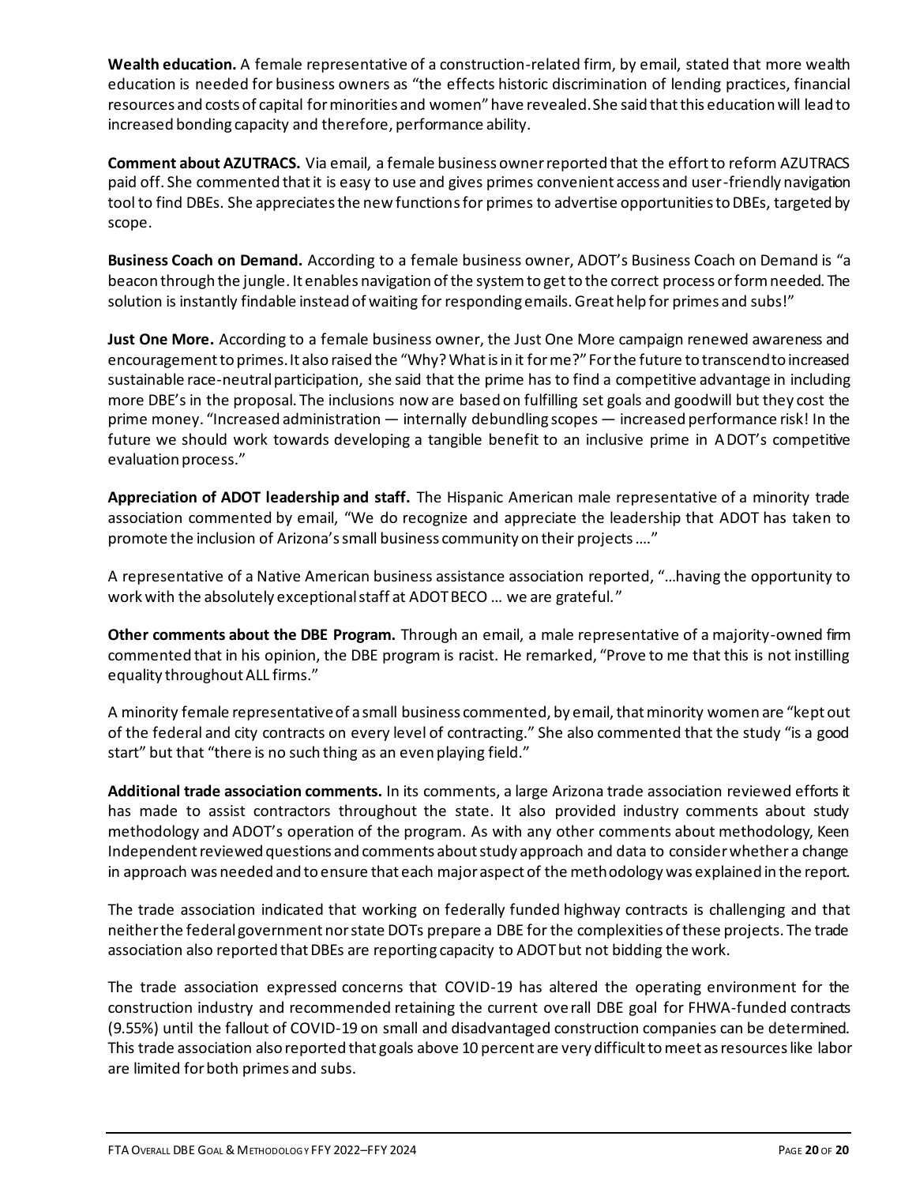**Wealth education.** A female representative of a construction-related firm, by email, stated that more wealth education is needed for business owners as "the effects historic discrimination of lending practices, financial resources and costs of capital for minorities and women" have revealed. She said that this education will lead to increased bonding capacity and therefore, performance ability.

**Comment about AZUTRACS.** Via email, a female business owner reported that the effort to reform AZUTRACS paid off. She commented that it is easy to use and gives primes convenient access and user-friendly navigation tool to find DBEs. She appreciates the new functions for primes to advertise opportunities to DBEs, targeted by scope.

**Business Coach on Demand.** According to a female business owner, ADOT's Business Coach on Demand is "a beacon through the jungle. It enables navigation of the system to get to the correct process or form needed. The solution is instantly findable instead of waiting for responding emails. Great help for primes and subs!"

**Just One More.** According to a female business owner, the Just One More campaign renewed awareness and encouragement to primes. It also raised the "Why? What is in it for me?" For the future to transcend to increased sustainable race-neutral participation, she said that the prime has to find a competitive advantage in including more DBE's in the proposal. The inclusions now are based on fulfilling set goals and goodwill but they cost the prime money. "Increased administration — internally debundling scopes — increased performance risk! In the future we should work towards developing a tangible benefit to an inclusive prime in ADOT's competitive evaluation process."

**Appreciation of ADOT leadership and staff.** The Hispanic American male representative of a minority trade association commented by email, "We do recognize and appreciate the leadership that ADOT has taken to promote the inclusion of Arizona's small business community on their projects…."

A representative of a Native American business assistance association reported, "…having the opportunity to work with the absolutely exceptional staff at ADOT BECO … we are grateful."

**Other comments about the DBE Program.** Through an email, a male representative of a majority-owned firm commented that in his opinion, the DBE program is racist. He remarked, "Prove to me that this is not instilling equality throughout ALL firms."

A minority female representative of a small business commented, by email, that minority women are "kept out of the federal and city contracts on every level of contracting." She also commented that the study "is a good start" but that "there is no such thing as an even playing field."

**Additional trade association comments.** In its comments, a large Arizona trade association reviewed efforts it has made to assist contractors throughout the state. It also provided industry comments about study methodology and ADOT's operation of the program. As with any other comments about methodology, Keen Independent reviewed questions and comments about study approach and data to consider whether a change in approach was needed and to ensure that each major aspect of the methodology was explained in the report.

The trade association indicated that working on federally funded highway contracts is challenging and that neither the federal government nor state DOTs prepare a DBE for the complexities of these projects. The trade association also reported that DBEs are reporting capacity to ADOT but not bidding the work.

The trade association expressed concerns that COVID-19 has altered the operating environment for the construction industry and recommended retaining the current overall DBE goal for FHWA-funded contracts (9.55%) until the fallout of COVID-19 on small and disadvantaged construction companies can be determined. This trade association also reported that goals above 10 percent are very difficult to meet as resources like labor are limited for both primes and subs.